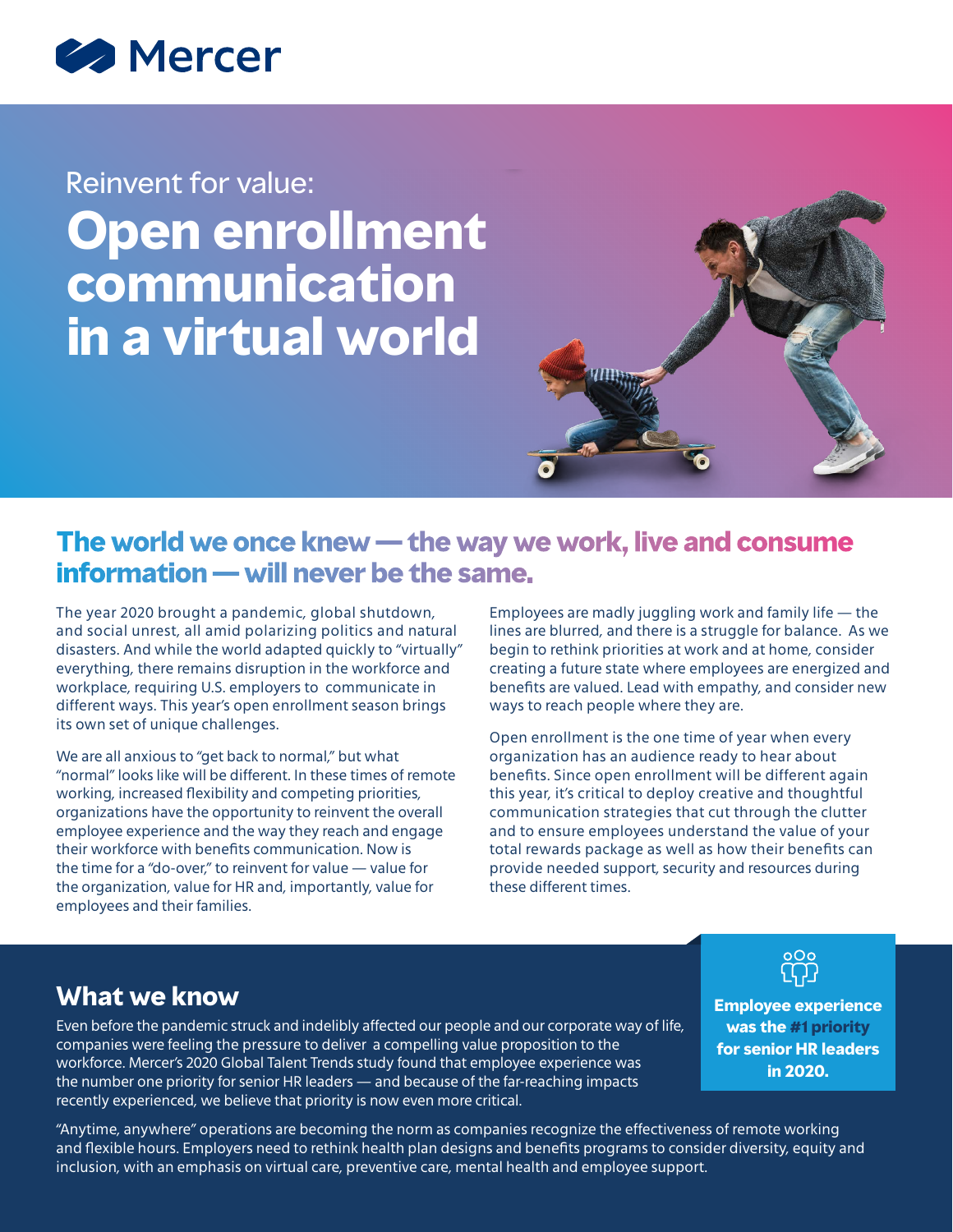Mercer

Reinvent for value:

# Open enrollment communication in a virtual world

## The world we once knew — the way we work, live and consume information — will never be the same.

The year 2020 brought a pandemic, global shutdown, and social unrest, all amid polarizing politics and natural disasters. And while the world adapted quickly to "virtually" everything, there remains disruption in the workforce and workplace, requiring U.S. employers to communicate in different ways. This year's open enrollment season brings its own set of unique challenges.

We are all anxious to "get back to normal," but what "normal" looks like will be different. In these times of remote working, increased flexibility and competing priorities, organizations have the opportunity to reinvent the overall employee experience and the way they reach and engage their workforce with benefits communication. Now is the time for a "do-over," to reinvent for value — value for the organization, value for HR and, importantly, value for employees and their families.

Employees are madly juggling work and family life — the lines are blurred, and there is a struggle for balance. As we begin to rethink priorities at work and at home, consider creating a future state where employees are energized and benefits are valued. Lead with empathy, and consider new ways to reach people where they are.

Open enrollment is the one time of year when every organization has an audience ready to hear about benefits. Since open enrollment will be different again this year, it's critical to deploy creative and thoughtful communication strategies that cut through the clutter and to ensure employees understand the value of your total rewards package as well as how their benefits can provide needed support, security and resources during these different times.

## What we know

Even before the pandemic struck and indelibly affected our people and our corporate way of life, companies were feeling the pressure to deliver a compelling value proposition to the workforce. Mercer's 2020 Global Talent Trends study found that employee experience was the number one priority for senior HR leaders — and because of the far-reaching impacts recently experienced, we believe that priority is now even more critical.

**Employee experience was the #1 priority for senior HR leaders in 2020.**

"Anytime, anywhere" operations are becoming the norm as companies recognize the effectiveness of remote working and flexible hours. Employers need to rethink health plan designs and benefits programs to consider diversity, equity and inclusion, with an emphasis on virtual care, preventive care, mental health and employee support.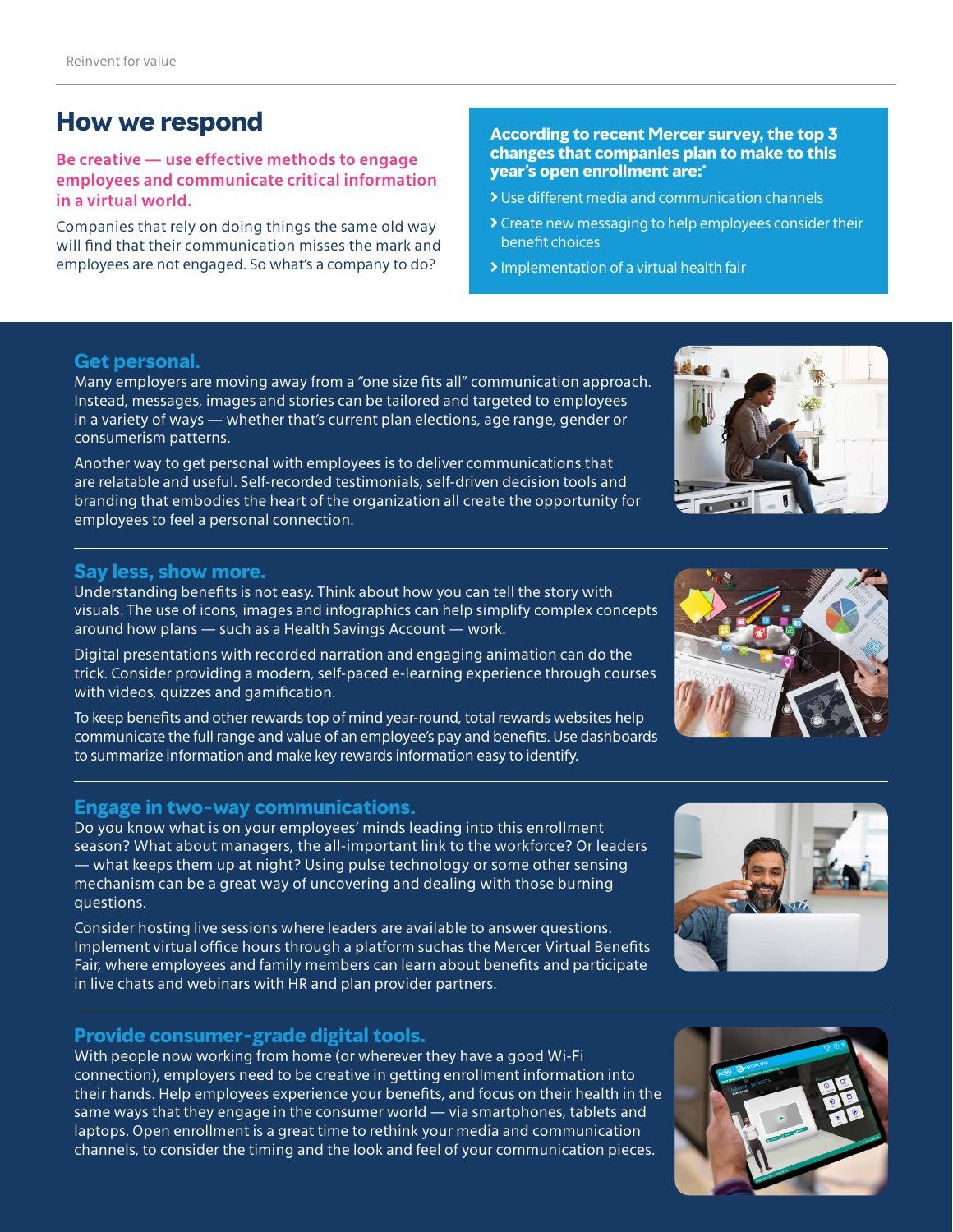## How we respond

**Be creative — use effective methods to engage employees and communicate critical information in a virtual world.**

Companies that rely on doing things the same old way will find that their communication misses the mark and employees are not engaged. So what's a company to do?

**According to recent Mercer survey, the top 3 changes that companies plan to make to this year's open enrollment are:***

- Use different media and communication channels
- Create new messaging to help employees consider their benefit choices
- Implementation of a virtual health fair

### Get personal.

Many employers are moving away from a "one size fits all" communication approach. Instead, messages, images and stories can be tailored and targeted to employees in a variety of ways — whether that's current plan elections, age range, gender or consumerism patterns.

Another way to get personal with employees is to deliver communications that are relatable and useful. Self-recorded testimonials, self-driven decision tools and branding that embodies the heart of the organization all create the opportunity for employees to feel a personal connection.

### Say less, show more.

Understanding benefits is not easy. Think about how you can tell the story with visuals. The use of icons, images and infographics can help simplify complex concepts around how plans — such as a Health Savings Account — work.

Digital presentations with recorded narration and engaging animation can do the trick. Consider providing a modern, self-paced e-learning experience through courses with videos, quizzes and gamification.

To keep benefits and other rewards top of mind year-round, total rewards websites help communicate the full range and value of an employee's pay and benefits. Use dashboards to summarize information and make key rewards information easy to identify.

### Engage in two-way communications.

Do you know what is on your employees' minds leading into this enrollment season? What about managers, the all-important link to the workforce? Or leaders — what keeps them up at night? Using pulse technology or some other sensing mechanism can be a great way of uncovering and dealing with those burning questions.

Consider hosting live sessions where leaders are available to answer questions. Implement virtual office hours through a platform suchas the Mercer Virtual Benefits Fair, where employees and family members can learn about benefits and participate in live chats and webinars with HR and plan provider partners.

### Provide consumer-grade digital tools.

With people now working from home (or wherever they have a good Wi-Fi connection), employers need to be creative in getting enrollment information into their hands. Help employees experience your benefits, and focus on their health in the same ways that they engage in the consumer world — via smartphones, tablets and laptops. Open enrollment is a great time to rethink your media and communication channels, to consider the timing and the look and feel of your communication pieces.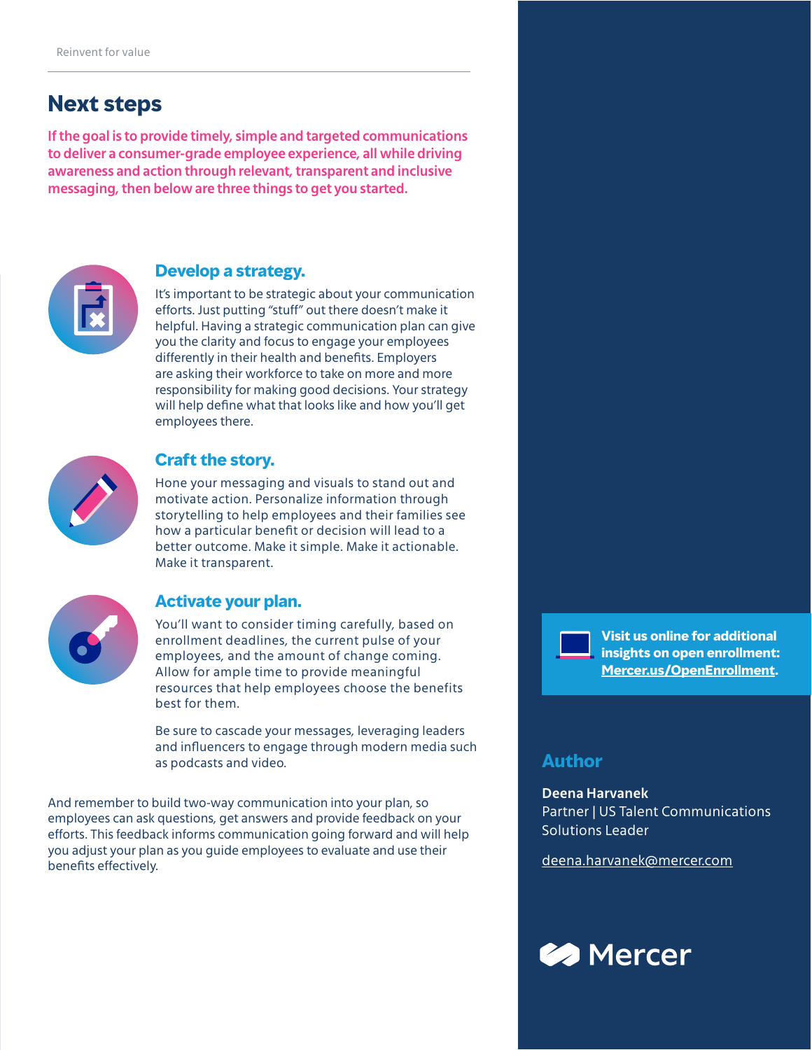## Next steps

**If the goal is to provide timely, simple and targeted communications to deliver a consumer-grade employee experience, all while driving awareness and action through relevant, transparent and inclusive messaging, then below are three things to get you started.**

### Develop a strategy.

It's important to be strategic about your communication efforts. Just putting "stuff" out there doesn't make it helpful. Having a strategic communication plan can give you the clarity and focus to engage your employees differently in their health and benefits. Employers are asking their workforce to take on more and more responsibility for making good decisions. Your strategy will help define what that looks like and how you'll get employees there.

### Craft the story.

Hone your messaging and visuals to stand out and motivate action. Personalize information through storytelling to help employees and their families see how a particular benefit or decision will lead to a better outcome. Make it simple. Make it actionable. Make it transparent.

### Activate your plan.

You'll want to consider timing carefully, based on enrollment deadlines, the current pulse of your employees, and the amount of change coming. Allow for ample time to provide meaningful resources that help employees choose the benefits best for them.

Be sure to cascade your messages, leveraging leaders and influencers to engage through modern media such as podcasts and video.

And remember to build two-way communication into your plan, so employees can ask questions, get answers and provide feedback on your efforts. This feedback informs communication going forward and will help you adjust your plan as you guide employees to evaluate and use their benefits effectively.

**Visit us online for additional insights on open enrollment: Mercer.us/OpenEnrollment.**

### Author

**Deena Harvanek**
Partner | US Talent Communications Solutions Leader

deena.harvanek@mercer.com

Mercer